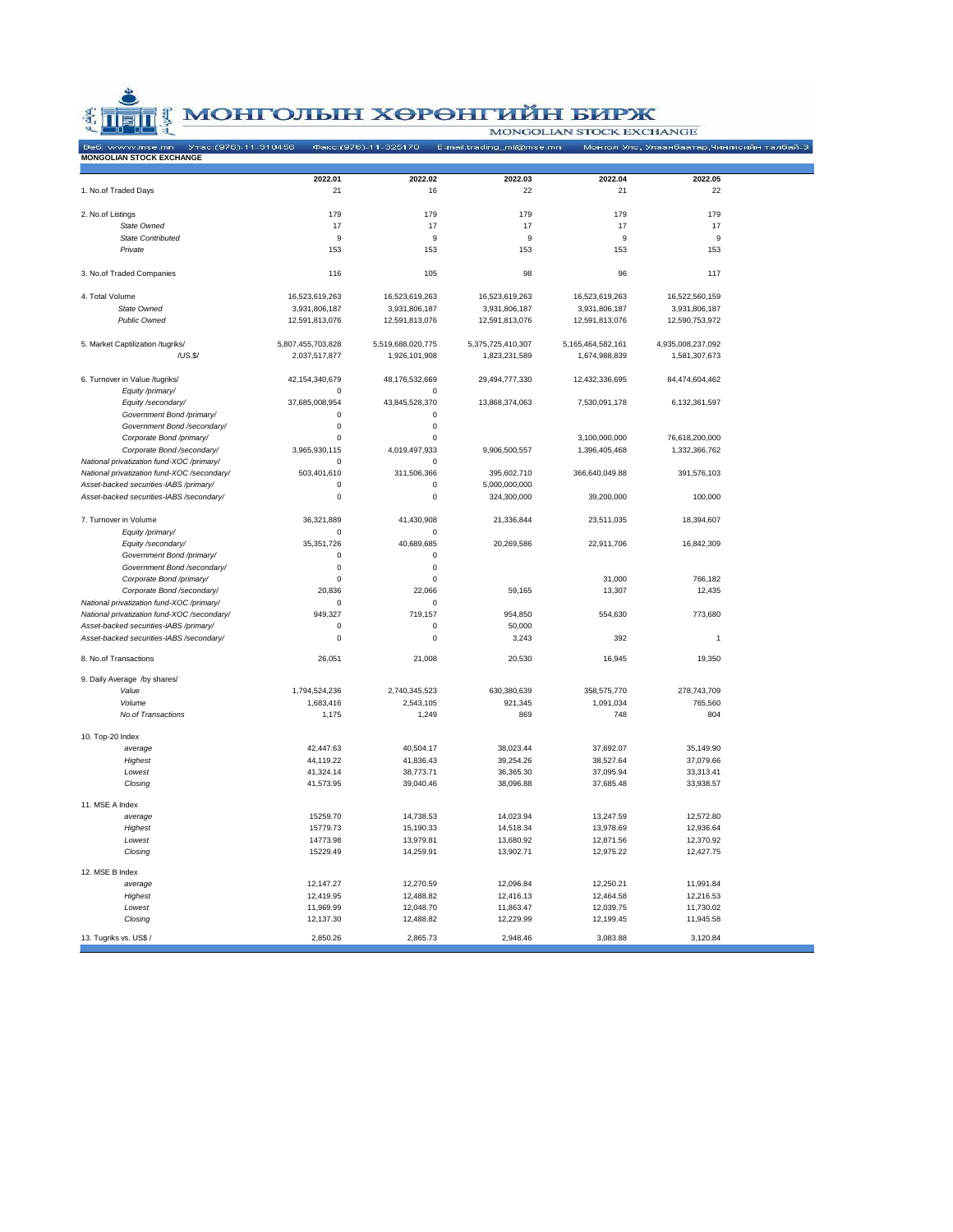# МОНГОЛЫН ХӨРӨНГИЙН БИРЖ

MONGOLIAN STOCK EXCHANGE

Веб: www.mse.mn Утас:(976)-11-310456 Факс:(976)-11-325170 E-mail:trading_ml@mse.mn Монгол Улс, Улаанбаатар,Чингисийн талбай-3

**MONGOLIAN STOCK EXCHANGE**

| | 2022.01 | 2022.02 | 2022.03 | 2022.04 | 2022.05 |
|---|---|---|---|---|---|
| 1. No.of Traded Days | 21 | 16 | 22 | 21 | 22 |
| 2. No.of Listings | 179 | 179 | 179 | 179 | 179 |
| *State Owned* | 17 | 17 | 17 | 17 | 17 |
| *State Contributed* | 9 | 9 | 9 | 9 | 9 |
| *Private* | 153 | 153 | 153 | 153 | 153 |
| 3. No.of Traded Companies | 116 | 105 | 98 | 96 | 117 |
| 4. Total Volume | 16,523,619,263 | 16,523,619,263 | 16,523,619,263 | 16,523,619,263 | 16,522,560,159 |
| *State Owned* | 3,931,806,187 | 3,931,806,187 | 3,931,806,187 | 3,931,806,187 | 3,931,806,187 |
| *Public Owned* | 12,591,813,076 | 12,591,813,076 | 12,591,813,076 | 12,591,813,076 | 12,590,753,972 |
| 5. Market Captilization /tugriks/ | 5,807,455,703,828 | 5,519,688,020,775 | 5,375,725,410,307 | 5,165,464,582,161 | 4,935,008,237,092 |
| /US.$/ | 2,037,517,877 | 1,926,101,908 | 1,823,231,589 | 1,674,988,839 | 1,581,307,673 |
| 6. Turnover in Value /tugriks/ | 42,154,340,679 | 48,176,532,669 | 29,494,777,330 | 12,432,336,695 | 84,474,604,462 |
| *Equity /primary/* | 0 | 0 | | | |
| *Equity /secondary/* | 37,685,008,954 | 43,845,528,370 | 13,868,374,063 | 7,530,091,178 | 6,132,361,597 |
| *Government Bond /primary/* | 0 | 0 | | | |
| *Government Bond /secondary/* | 0 | 0 | | | |
| *Corporate Bond /primary/* | 0 | 0 | | 3,100,000,000 | 76,618,200,000 |
| *Corporate Bond /secondary/* | 3,965,930,115 | 4,019,497,933 | 9,906,500,557 | 1,396,405,468 | 1,332,366,762 |
| *National privatization fund-XOC /primary/* | 0 | 0 | | | |
| *National privatization fund-XOC /secondary/* | 503,401,610 | 311,506,366 | 395,602,710 | 366,640,049.88 | 391,576,103 |
| *Asset-backed securities-IABS /primary/* | 0 | 0 | 5,000,000,000 | | |
| *Asset-backed securities-IABS /secondary/* | 0 | 0 | 324,300,000 | 39,200,000 | 100,000 |
| 7. Turnover in Volume | 36,321,889 | 41,430,908 | 21,336,844 | 23,511,035 | 18,394,607 |
| *Equity /primary/* | 0 | 0 | | | |
| *Equity /secondary/* | 35,351,726 | 40,689,685 | 20,269,586 | 22,911,706 | 16,842,309 |
| *Government Bond /primary/* | 0 | 0 | | | |
| *Government Bond /secondary/* | 0 | 0 | | | |
| *Corporate Bond /primary/* | 0 | 0 | | 31,000 | 766,182 |
| *Corporate Bond /secondary/* | 20,836 | 22,066 | 59,165 | 13,307 | 12,435 |
| *National privatization fund-XOC /primary/* | 0 | 0 | | | |
| *National privatization fund-XOC /secondary/* | 949,327 | 719,157 | 954,850 | 554,630 | 773,680 |
| *Asset-backed securities-IABS /primary/* | 0 | 0 | 50,000 | | |
| *Asset-backed securities-IABS /secondary/* | 0 | 0 | 3,243 | 392 | 1 |
| 8. No.of Transactions | 26,051 | 21,008 | 20,530 | 16,945 | 19,350 |
| 9. Daily Average /by shares/ | | | | | |
| *Value* | 1,794,524,236 | 2,740,345,523 | 630,380,639 | 358,575,770 | 278,743,709 |
| *Volume* | 1,683,416 | 2,543,105 | 921,345 | 1,091,034 | 765,560 |
| *No.of Transactions* | 1,175 | 1,249 | 869 | 748 | 804 |
| 10. Top-20 Index | | | | | |
| *average* | 42,447.63 | 40,504.17 | 38,023.44 | 37,692.07 | 35,149.90 |
| *Highest* | 44,119.22 | 41,836.43 | 39,254.26 | 38,527.64 | 37,079.66 |
| *Lowest* | 41,324.14 | 38,773.71 | 36,365.30 | 37,095.94 | 33,313.41 |
| *Closing* | 41,573.95 | 39,040.46 | 38,096.88 | 37,685.48 | 33,938.57 |
| 11. MSE A Index | | | | | |
| *average* | 15259.70 | 14,738.53 | 14,023.94 | 13,247.59 | 12,572.80 |
| *Highest* | 15779.73 | 15,190.33 | 14,518.34 | 13,978.69 | 12,936.64 |
| *Lowest* | 14773.98 | 13,979.81 | 13,680.92 | 12,871.56 | 12,370.92 |
| *Closing* | 15229.49 | 14,259.91 | 13,902.71 | 12,975.22 | 12,427.75 |
| 12. MSE B Index | | | | | |
| *average* | 12,147.27 | 12,270.59 | 12,096.84 | 12,250.21 | 11,991.84 |
| *Highest* | 12,419.95 | 12,488.82 | 12,416.13 | 12,464.58 | 12,216.53 |
| *Lowest* | 11,969.99 | 12,048.70 | 11,863.47 | 12,039.75 | 11,730.02 |
| *Closing* | 12,137.30 | 12,488.82 | 12,229.99 | 12,199.45 | 11,945.58 |
| 13. Tugriks vs. US$ / | 2,850.26 | 2,865.73 | 2,948.46 | 3,083.88 | 3,120.84 |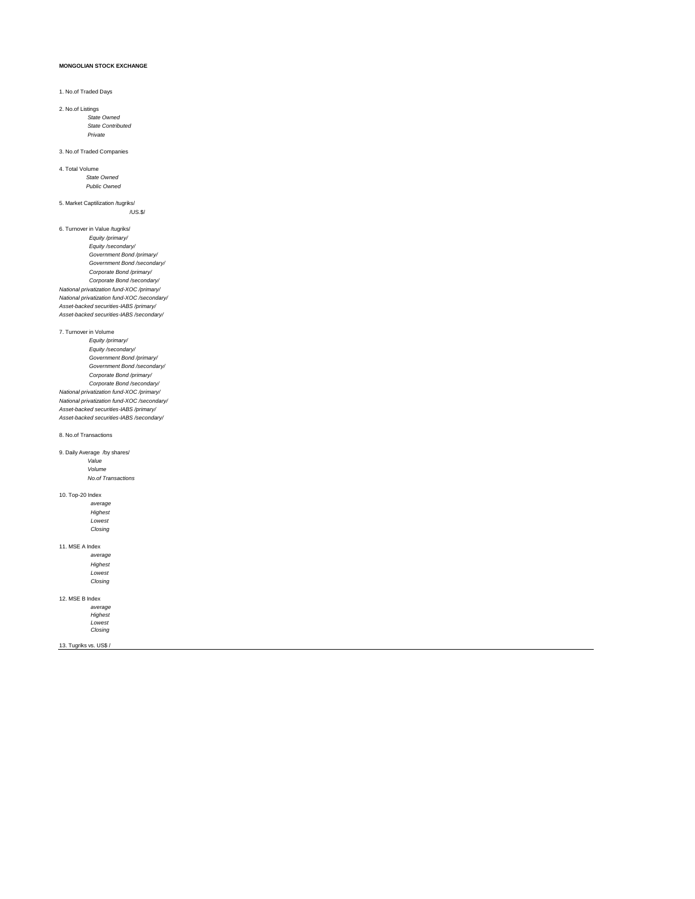**MONGOLIAN STOCK EXCHANGE**

1. No.of Traded Days

2. No.of Listings
   - *State Owned*
   - *State Contributed*
   - *Private*

3. No.of Traded Companies

4. Total Volume
   - *State Owned*
   - *Public Owned*

5. Market Captilization /tugriks/
   /US.$/

6. Turnover in Value /tugriks/
   - *Equity /primary/*
   - *Equity /secondary/*
   - *Government Bond /primary/*
   - *Government Bond /secondary/*
   - *Corporate Bond /primary/*
   - *Corporate Bond /secondary/*
   - *National privatization fund-XOC /primary/*
   - *National privatization fund-XOC /secondary/*
   - *Asset-backed securities-IABS /primary/*
   - *Asset-backed securities-IABS /secondary/*

7. Turnover in Volume
   - *Equity /primary/*
   - *Equity /secondary/*
   - *Government Bond /primary/*
   - *Government Bond /secondary/*
   - *Corporate Bond /primary/*
   - *Corporate Bond /secondary/*
   - *National privatization fund-XOC /primary/*
   - *National privatization fund-XOC /secondary/*
   - *Asset-backed securities-IABS /primary/*
   - *Asset-backed securities-IABS /secondary/*

8. No.of Transactions

9. Daily Average /by shares/
   - *Value*
   - *Volume*
   - *No.of Transactions*

10. Top-20 Index
    - *average*
    - *Highest*
    - *Lowest*
    - *Closing*

11. MSE A Index
    - *average*
    - *Highest*
    - *Lowest*
    - *Closing*

12. MSE B Index
    - *average*
    - *Highest*
    - *Lowest*
    - *Closing*

13. Tugriks vs. US$ /